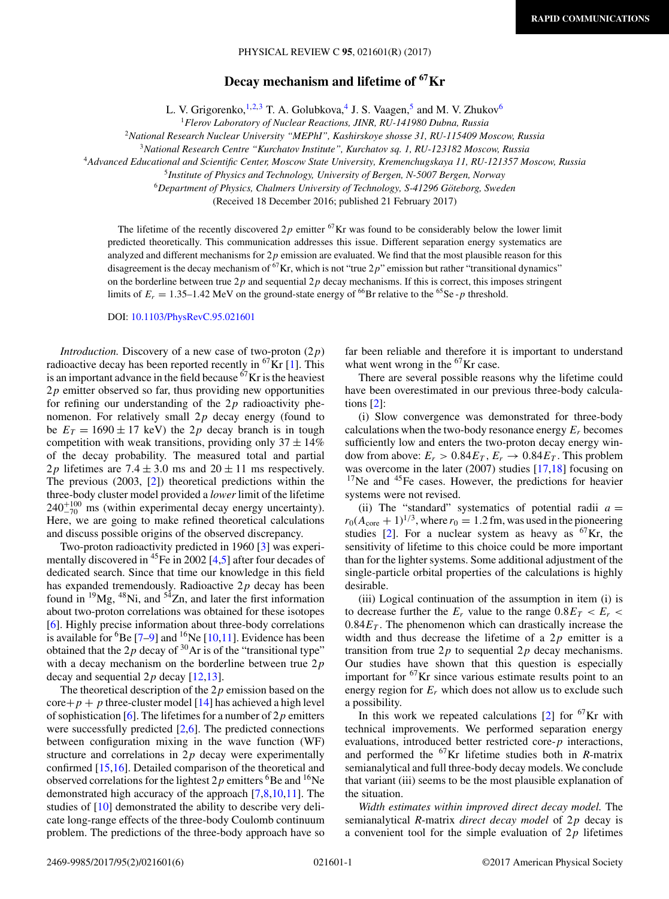RAPID COMMUNICATIONS

# Decay mechanism and lifetime of $^{67}$Kr

L. V. Grigorenko,[1,2,3] T. A. Golubkova,[4] J. S. Vaagen,[5] and M. V. Zhukov[6]

[1]*Flerov Laboratory of Nuclear Reactions, JINR, RU-141980 Dubna, Russia*
[2]*National Research Nuclear University "MEPhI", Kashirskoye shosse 31, RU-115409 Moscow, Russia*
[3]*National Research Centre "Kurchatov Institute", Kurchatov sq. 1, RU-123182 Moscow, Russia*
[4]*Advanced Educational and Scientific Center, Moscow State University, Kremenchugskaya 11, RU-121357 Moscow, Russia*
[5]*Institute of Physics and Technology, University of Bergen, N-5007 Bergen, Norway*
[6]*Department of Physics, Chalmers University of Technology, S-41296 Göteborg, Sweden*

(Received 18 December 2016; published 21 February 2017)

The lifetime of the recently discovered $2p$ emitter $^{67}$Kr was found to be considerably below the lower limit predicted theoretically. This communication addresses this issue. Different separation energy systematics are analyzed and different mechanisms for $2p$ emission are evaluated. We find that the most plausible reason for this disagreement is the decay mechanism of $^{67}$Kr, which is not "true $2p$" emission but rather "transitional dynamics" on the borderline between true $2p$ and sequential $2p$ decay mechanisms. If this is correct, this imposes stringent limits of $E_r = 1.35$–$1.42$ MeV on the ground-state energy of $^{66}$Br relative to the $^{65}$Se-$p$ threshold.

DOI: 10.1103/PhysRevC.95.021601

*Introduction.* Discovery of a new case of two-proton ($2p$) radioactive decay has been reported recently in $^{67}$Kr [1]. This is an important advance in the field because $^{67}$Kr is the heaviest $2p$ emitter observed so far, thus providing new opportunities for refining our understanding of the $2p$ radioactivity phenomenon. For relatively small $2p$ decay energy (found to be $E_T = 1690 \pm 17$ keV) the $2p$ decay branch is in tough competition with weak transitions, providing only $37 \pm 14\%$ of the decay probability. The measured total and partial $2p$ lifetimes are $7.4 \pm 3.0$ ms and $20 \pm 11$ ms respectively. The previous (2003, [2]) theoretical predictions within the three-body cluster model provided a *lower* limit of the lifetime $240^{+100}_{-70}$ ms (within experimental decay energy uncertainty). Here, we are going to make refined theoretical calculations and discuss possible origins of the observed discrepancy.

Two-proton radioactivity predicted in 1960 [3] was experimentally discovered in $^{45}$Fe in 2002 [4,5] after four decades of dedicated search. Since that time our knowledge in this field has expanded tremendously. Radioactive $2p$ decay has been found in $^{19}$Mg, $^{48}$Ni, and $^{54}$Zn, and later the first information about two-proton correlations was obtained for these isotopes [6]. Highly precise information about three-body correlations is available for $^{6}$Be [7–9] and $^{16}$Ne [10,11]. Evidence has been obtained that the $2p$ decay of $^{30}$Ar is of the "transitional type" with a decay mechanism on the borderline between true $2p$ decay and sequential $2p$ decay [12,13].

The theoretical description of the $2p$ emission based on the core$+p+p$ three-cluster model [14] has achieved a high level of sophistication [6]. The lifetimes for a number of $2p$ emitters were successfully predicted [2,6]. The predicted connections between configuration mixing in the wave function (WF) structure and correlations in $2p$ decay were experimentally confirmed [15,16]. Detailed comparison of the theoretical and observed correlations for the lightest $2p$ emitters $^{6}$Be and $^{16}$Ne demonstrated high accuracy of the approach [7,8,10,11]. The studies of [10] demonstrated the ability to describe very delicate long-range effects of the three-body Coulomb continuum problem. The predictions of the three-body approach have so far been reliable and therefore it is important to understand what went wrong in the $^{67}$Kr case.

There are several possible reasons why the lifetime could have been overestimated in our previous three-body calculations [2]:

(i) Slow convergence was demonstrated for three-body calculations when the two-body resonance energy $E_r$ becomes sufficiently low and enters the two-proton decay energy window from above: $E_r > 0.84E_T$, $E_r \to 0.84E_T$. This problem was overcome in the later (2007) studies [17,18] focusing on $^{17}$Ne and $^{45}$Fe cases. However, the predictions for heavier systems were not revised.

(ii) The "standard" systematics of potential radii $a = r_0(A_{\text{core}}+1)^{1/3}$, where $r_0 = 1.2$ fm, was used in the pioneering studies [2]. For a nuclear system as heavy as $^{67}$Kr, the sensitivity of lifetime to this choice could be more important than for the lighter systems. Some additional adjustment of the single-particle orbital properties of the calculations is highly desirable.

(iii) Logical continuation of the assumption in item (i) is to decrease further the $E_r$ value to the range $0.8E_T < E_r < 0.84E_T$. The phenomenon which can drastically increase the width and thus decrease the lifetime of a $2p$ emitter is a transition from true $2p$ to sequential $2p$ decay mechanisms. Our studies have shown that this question is especially important for $^{67}$Kr since various estimate results point to an energy region for $E_r$ which does not allow us to exclude such a possibility.

In this work we repeated calculations [2] for $^{67}$Kr with technical improvements. We performed separation energy evaluations, introduced better restricted core-$p$ interactions, and performed the $^{67}$Kr lifetime studies both in $R$-matrix semianalytical and full three-body decay models. We conclude that variant (iii) seems to be the most plausible explanation of the situation.

*Width estimates within improved direct decay model.* The semianalytical $R$-matrix *direct decay model* of $2p$ decay is a convenient tool for the simple evaluation of $2p$ lifetimes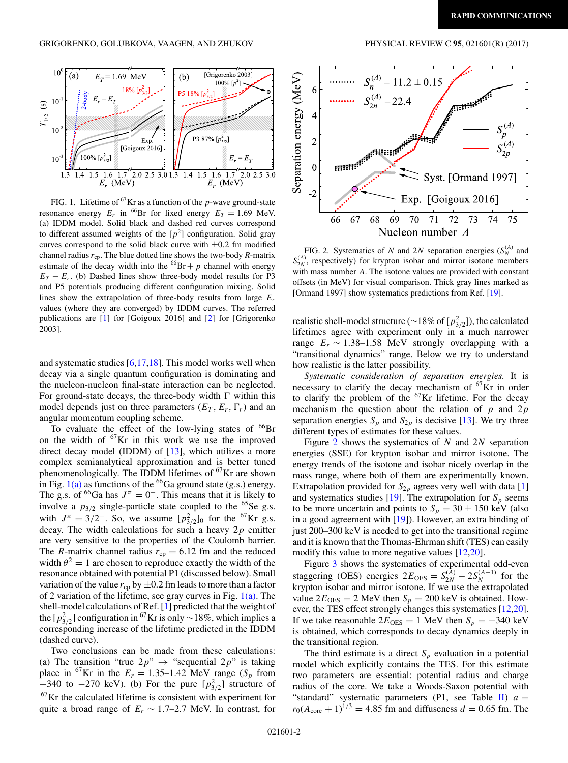FIG. 1. Lifetime of $^{67}$Kr as a function of the $p$-wave ground-state resonance energy $E_r$ in $^{66}$Br for fixed energy $E_T = 1.69$ MeV. (a) IDDM model. Solid black and dashed red curves correspond to different assumed weights of the $[p^2]$ configuration. Solid gray curves correspond to the solid black curve with $\pm 0.2$ fm modified channel radius $r_{cp}$. The blue dotted line shows the two-body $R$-matrix estimate of the decay width into the $^{66}$Br + $p$ channel with energy $E_T - E_r$. (b) Dashed lines show three-body model results for P3 and P5 potentials producing different configuration mixing. Solid lines show the extrapolation of three-body results from large $E_r$ values (where they are converged) by IDDM curves. The referred publications are [1] for [Goigoux 2016] and [2] for [Grigorenko 2003].

and systematic studies [6,17,18]. This model works well when decay via a single quantum configuration is dominating and the nucleon-nucleon final-state interaction can be neglected. For ground-state decays, the three-body width $\Gamma$ within this model depends just on three parameters ($E_T$, $E_r$, $\Gamma_r$) and an angular momentum coupling scheme.

To evaluate the effect of the low-lying states of $^{66}$Br on the width of $^{67}$Kr in this work we use the improved direct decay model (IDDM) of [13], which utilizes a more complex semianalytical approximation and is better tuned phenomenologically. The IDDM lifetimes of $^{67}$Kr are shown in Fig. 1(a) as functions of the $^{66}$Ga ground state (g.s.) energy. The g.s. of $^{66}$Ga has $J^\pi = 0^+$. This means that it is likely to involve a $p_{3/2}$ single-particle state coupled to the $^{65}$Se g.s. with $J^\pi = 3/2^-$. So, we assume $[p^2_{3/2}]_0$ for the $^{67}$Kr g.s. decay. The width calculations for such a heavy $2p$ emitter are very sensitive to the properties of the Coulomb barrier. The $R$-matrix channel radius $r_{cp} = 6.12$ fm and the reduced width $\theta^2 = 1$ are chosen to reproduce exactly the width of the resonance obtained with potential P1 (discussed below). Small variation of the value $r_{cp}$ by $\pm 0.2$ fm leads to more than a factor of 2 variation of the lifetime, see gray curves in Fig. 1(a). The shell-model calculations of Ref. [1] predicted that the weight of the $[p^2_{3/2}]$ configuration in $^{67}$Kr is only $\sim$18%, which implies a corresponding increase of the lifetime predicted in the IDDM (dashed curve).

Two conclusions can be made from these calculations: (a) The transition "true $2p$" $\rightarrow$ "sequential $2p$" is taking place in $^{67}$Kr in the $E_r = 1.35$–$1.42$ MeV range ($S_p$ from $-340$ to $-270$ keV). (b) For the pure $[p^2_{3/2}]$ structure of $^{67}$Kr the calculated lifetime is consistent with experiment for quite a broad range of $E_r \sim 1.7$–$2.7$ MeV. In contrast, for realistic shell-model structure ($\sim$18% of $[p^2_{3/2}]$), the calculated lifetimes agree with experiment only in a much narrower range $E_r \sim 1.38$–$1.58$ MeV strongly overlapping with a "transitional dynamics" range. Below we try to understand how realistic is the latter possibility.

FIG. 2. Systematics of $N$ and $2N$ separation energies ($S_N^{(A)}$ and $S_{2N}^{(A)}$, respectively) for krypton isobar and mirror isotone members with mass number $A$. The isotone values are provided with constant offsets (in MeV) for visual comparison. Thick gray lines marked as [Ormand 1997] show systematics predictions from Ref. [19].

*Systematic consideration of separation energies.* It is necessary to clarify the decay mechanism of $^{67}$Kr in order to clarify the problem of the $^{67}$Kr lifetime. For the decay mechanism the question about the relation of $p$ and $2p$ separation energies $S_p$ and $S_{2p}$ is decisive [13]. We try three different types of estimates for these values.

Figure 2 shows the systematics of $N$ and $2N$ separation energies (SSE) for krypton isobar and mirror isotone. The energy trends of the isotone and isobar nicely overlap in the mass range, where both of them are experimentally known. Extrapolation provided for $S_{2p}$ agrees very well with data [1] and systematics studies [19]. The extrapolation for $S_p$ seems to be more uncertain and points to $S_p = 30 \pm 150$ keV (also in a good agreement with [19]). However, an extra binding of just 200–300 keV is needed to get into the transitional regime and it is known that the Thomas-Ehrman shift (TES) can easily modify this value to more negative values [12,20].

Figure 3 shows the systematics of experimental odd-even staggering (OES) energies $2E_{\text{OES}} = S_{2N}^{(A)} - 2S_N^{(A-1)}$ for the krypton isobar and mirror isotone. If we use the extrapolated value $2E_{\text{OES}} = 2$ MeV then $S_p = 200$ keV is obtained. However, the TES effect strongly changes this systematics [12,20]. If we take reasonable $2E_{\text{OES}} = 1$ MeV then $S_p = -340$ keV is obtained, which corresponds to decay dynamics deeply in the transitional region.

The third estimate is a direct $S_p$ evaluation in a potential model which explicitly contains the TES. For this estimate two parameters are essential: potential radius and charge radius of the core. We take a Woods-Saxon potential with "standard" systematic parameters (P1, see Table II) $a = r_0(A_{\text{core}} + 1)^{1/3} = 4.85$ fm and diffuseness $d = 0.65$ fm. The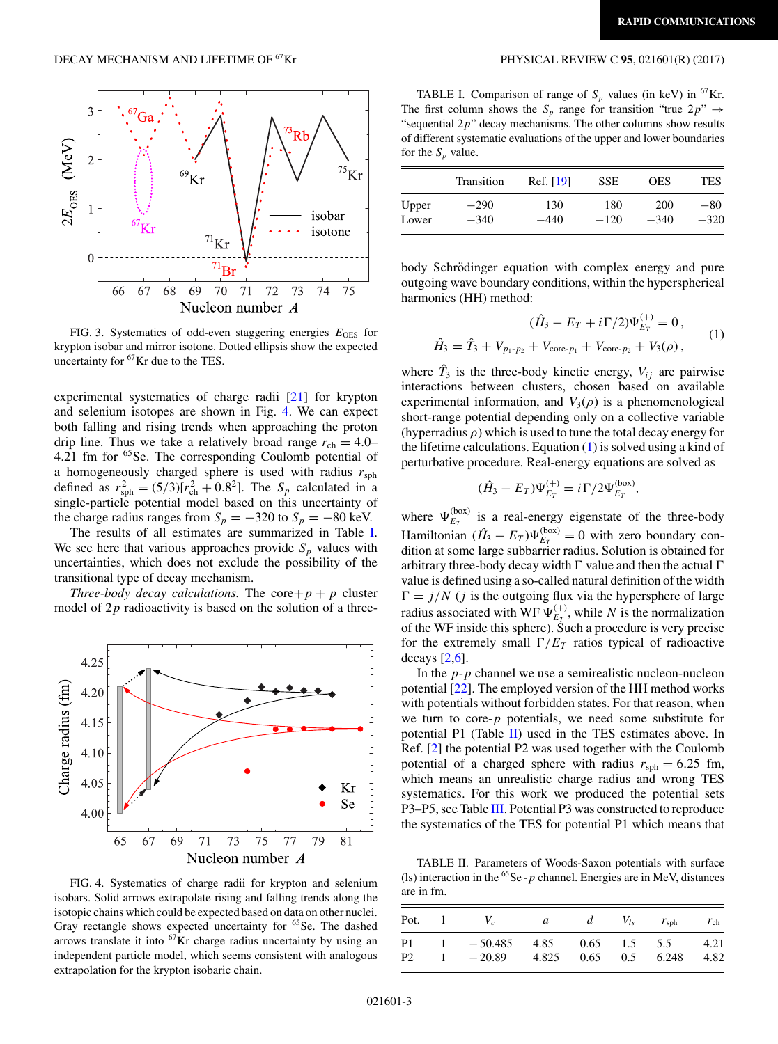FIG. 3. Systematics of odd-even staggering energies $E_{\text{OES}}$ for krypton isobar and mirror isotone. Dotted ellipsis show the expected uncertainty for $^{67}$Kr due to the TES.

experimental systematics of charge radii [21] for krypton and selenium isotopes are shown in Fig. 4. We can expect both falling and rising trends when approaching the proton drip line. Thus we take a relatively broad range $r_{\text{ch}} = 4.0$–$4.21$ fm for $^{65}$Se. The corresponding Coulomb potential of a homogeneously charged sphere is used with radius $r_{\text{sph}}$ defined as $r_{\text{sph}}^2 = (5/3)[r_{\text{ch}}^2 + 0.8^2]$. The $S_p$ calculated in a single-particle potential model based on this uncertainty of the charge radius ranges from $S_p = -320$ to $S_p = -80$ keV.

The results of all estimates are summarized in Table I. We see here that various approaches provide $S_p$ values with uncertainties, which does not exclude the possibility of the transitional type of decay mechanism.

*Three-body decay calculations.* The core$+p+p$ cluster model of $2p$ radioactivity is based on the solution of a three-

FIG. 4. Systematics of charge radii for krypton and selenium isobars. Solid arrows extrapolate rising and falling trends along the isotopic chains which could be expected based on data on other nuclei. Gray rectangle shows expected uncertainty for $^{65}$Se. The dashed arrows translate it into $^{67}$Kr charge radius uncertainty by using an independent particle model, which seems consistent with analogous extrapolation for the krypton isobaric chain.

TABLE I. Comparison of range of $S_p$ values (in keV) in $^{67}$Kr. The first column shows the $S_p$ range for transition "true $2p$" → "sequential $2p$" decay mechanisms. The other columns show results of different systematic evaluations of the upper and lower boundaries for the $S_p$ value.

| | Transition | Ref. [19] | SSE | OES | TES |
|---|---|---|---|---|---|
| Upper | −290 | 130 | 180 | 200 | −80 |
| Lower | −340 | −440 | −120 | −340 | −320 |

body Schrödinger equation with complex energy and pure outgoing wave boundary conditions, within the hyperspherical harmonics (HH) method:

$$(\hat{H}_3 - E_T + i\Gamma/2)\Psi^{(+)}_{E_T} = 0\,,$$
$$\hat{H}_3 = \hat{T}_3 + V_{p_1\text{-}p_2} + V_{\text{core-}p_1} + V_{\text{core-}p_2} + V_3(\rho)\,, \tag{1}$$

where $\hat{T}_3$ is the three-body kinetic energy, $V_{ij}$ are pairwise interactions between clusters, chosen based on available experimental information, and $V_3(\rho)$ is a phenomenological short-range potential depending only on a collective variable (hyperradius $\rho$) which is used to tune the total decay energy for the lifetime calculations. Equation (1) is solved using a kind of perturbative procedure. Real-energy equations are solved as

$$(\hat{H}_3 - E_T)\Psi^{(+)}_{E_T} = i\Gamma/2\Psi^{(\text{box})}_{E_T},$$

where $\Psi^{(\text{box})}_{E_T}$ is a real-energy eigenstate of the three-body Hamiltonian $(\hat{H}_3 - E_T)\Psi^{(\text{box})}_{E_T} = 0$ with zero boundary condition at some large subbarrier radius. Solution is obtained for arbitrary three-body decay width $\Gamma$ value and then the actual $\Gamma$ value is defined using a so-called natural definition of the width $\Gamma = j/N$ ($j$ is the outgoing flux via the hypersphere of large radius associated with WF $\Psi^{(+)}_{E_T}$, while $N$ is the normalization of the WF inside this sphere). Such a procedure is very precise for the extremely small $\Gamma/E_T$ ratios typical of radioactive decays [2,6].

In the $p$-$p$ channel we use a semirealistic nucleon-nucleon potential [22]. The employed version of the HH method works with potentials without forbidden states. For that reason, when we turn to core-$p$ potentials, we need some substitute for potential P1 (Table II) used in the TES estimates above. In Ref. [2] the potential P2 was used together with the Coulomb potential of a charged sphere with radius $r_{\text{sph}} = 6.25$ fm, which means an unrealistic charge radius and wrong TES systematics. For this work we produced the potential sets P3–P5, see Table III. Potential P3 was constructed to reproduce the systematics of the TES for potential P1 which means that

TABLE II. Parameters of Woods-Saxon potentials with surface (ls) interaction in the $^{65}$Se-$p$ channel. Energies are in MeV, distances are in fm.

| Pot. | l | $V_c$ | $a$ | $d$ | $V_{ls}$ | $r_{\text{sph}}$ | $r_{\text{ch}}$ |
|---|---|---|---|---|---|---|---|
| P1 | 1 | − 50.485 | 4.85 | 0.65 | 1.5 | 5.5 | 4.21 |
| P2 | 1 | − 20.89 | 4.825 | 0.65 | 0.5 | 6.248 | 4.82 |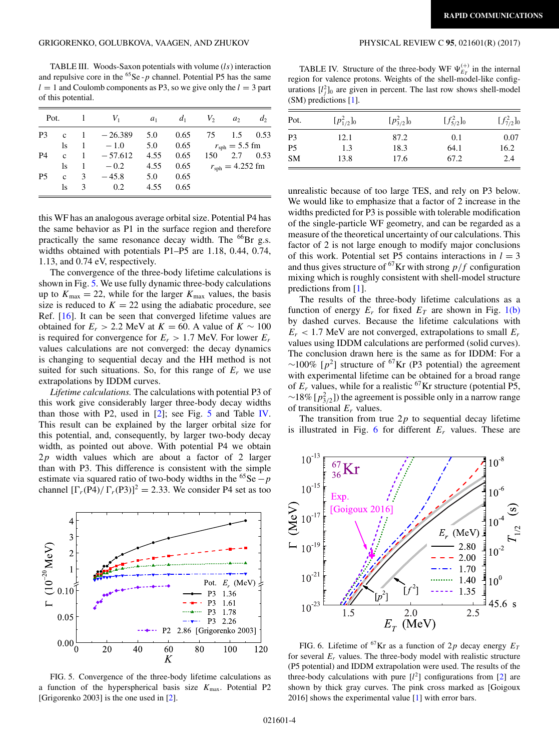TABLE III. Woods-Saxon potentials with volume ($ls$) interaction and repulsive core in the $^{65}$Se - $p$ channel. Potential P5 has the same $l = 1$ and Coulomb components as P3, so we give only the $l = 3$ part of this potential.

| Pot. | | $l$ | $V_1$ | $a_1$ | $d_1$ | $V_2$ | $a_2$ | $d_2$ |
|---|---|---|---|---|---|---|---|---|
| P3 | c | 1 | − 26.389 | 5.0 | 0.65 | 75 | 1.5 | 0.53 |
| | ls | 1 | − 1.0 | 5.0 | 0.65 | $r_{\rm sph} = 5.5$ fm | | |
| P4 | c | 1 | − 57.612 | 4.55 | 0.65 | 150 | 2.7 | 0.53 |
| | ls | 1 | − 0.2 | 4.55 | 0.65 | $r_{\rm sph} = 4.252$ fm | | |
| P5 | c | 3 | − 45.8 | 5.0 | 0.65 | | | |
| | ls | 3 | 0.2 | 4.55 | 0.65 | | | |

this WF has an analogous average orbital size. Potential P4 has the same behavior as P1 in the surface region and therefore practically the same resonance decay width. The $^{66}$Br g.s. widths obtained with potentials P1–P5 are 1.18, 0.44, 0.74, 1.13, and 0.74 eV, respectively.

The convergence of the three-body lifetime calculations is shown in Fig. 5. We use fully dynamic three-body calculations up to $K_{\rm max} = 22$, while for the larger $K_{\rm max}$ values, the basis size is reduced to $K = 22$ using the adiabatic procedure, see Ref. [16]. It can be seen that converged lifetime values are obtained for $E_r > 2.2$ MeV at $K = 60$. A value of $K \sim 100$ is required for convergence for $E_r > 1.7$ MeV. For lower $E_r$ values calculations are not converged: the decay dynamics is changing to sequential decay and the HH method is not suited for such situations. So, for this range of $E_r$ we use extrapolations by IDDM curves.

*Lifetime calculations.* The calculations with potential P3 of this work give considerably larger three-body decay widths than those with P2, used in [2]; see Fig. 5 and Table IV. This result can be explained by the larger orbital size for this potential, and, consequently, by larger two-body decay width, as pointed out above. With potential P4 we obtain $2p$ width values which are about a factor of 2 larger than with P3. This difference is consistent with the simple estimate via squared ratio of two-body widths in the $^{65}$Se $- p$ channel $[\Gamma_r({\rm P4})/\Gamma_r({\rm P3})]^2 = 2.33$. We consider P4 set as too unrealistic because of too large TES, and rely on P3 below. We would like to emphasize that a factor of 2 increase in the widths predicted for P3 is possible with tolerable modification of the single-particle WF geometry, and can be regarded as a measure of the theoretical uncertainty of our calculations. This factor of 2 is not large enough to modify major conclusions of this work. Potential set P5 contains interactions in $l = 3$ and thus gives structure of $^{67}$Kr with strong $p/f$ configuration mixing which is roughly consistent with shell-model structure predictions from [1].

FIG. 5. Convergence of the three-body lifetime calculations as a function of the hyperspherical basis size $K_{\rm max}$. Potential P2 [Grigorenko 2003] is the one used in [2].

TABLE IV. Structure of the three-body WF $\Psi^{(+)}_{E_T}$ in the internal region for valence protons. Weights of the shell-model-like configurations $[l_j^2]_0$ are given in percent. The last row shows shell-model (SM) predictions [1].

| Pot. | $[p_{1/2}^2]_0$ | $[p_{3/2}^2]_0$ | $[f_{5/2}^2]_0$ | $[f_{7/2}^2]_0$ |
|---|---|---|---|---|
| P3 | 12.1 | 87.2 | 0.1 | 0.07 |
| P5 | 1.3 | 18.3 | 64.1 | 16.2 |
| SM | 13.8 | 17.6 | 67.2 | 2.4 |

The results of the three-body lifetime calculations as a function of energy $E_r$ for fixed $E_T$ are shown in Fig. 1(b) by dashed curves. Because the lifetime calculations with $E_r < 1.7$ MeV are not converged, extrapolations to small $E_r$ values using IDDM calculations are performed (solid curves). The conclusion drawn here is the same as for IDDM: For a $\sim$100% $[p^2]$ structure of $^{67}$Kr (P3 potential) the agreement with experimental lifetime can be obtained for a broad range of $E_r$ values, while for a realistic $^{67}$Kr structure (potential P5, $\sim$18% $[p_{3/2}^2]$) the agreement is possible only in a narrow range of transitional $E_r$ values.

The transition from true $2p$ to sequential decay lifetime is illustrated in Fig. 6 for different $E_r$ values. These are

FIG. 6. Lifetime of $^{67}$Kr as a function of $2p$ decay energy $E_T$ for several $E_r$ values. The three-body model with realistic structure (P5 potential) and IDDM extrapolation were used. The results of the three-body calculations with pure $[l^2]$ configurations from [2] are shown by thick gray curves. The pink cross marked as [Goigoux 2016] shows the experimental value [1] with error bars.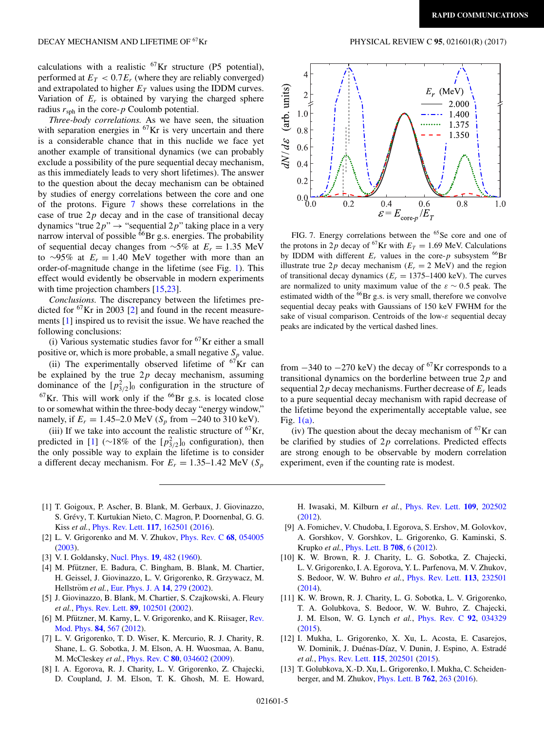calculations with a realistic $^{67}$Kr structure (P5 potential), performed at $E_T < 0.7E_r$ (where they are reliably converged) and extrapolated to higher $E_T$ values using the IDDM curves. Variation of $E_r$ is obtained by varying the charged sphere radius $r_{\rm sph}$ in the core-$p$ Coulomb potential.

*Three-body correlations.* As we have seen, the situation with separation energies in $^{67}$Kr is very uncertain and there is a considerable chance that in this nuclide we face yet another example of transitional dynamics (we can probably exclude a possibility of the pure sequential decay mechanism, as this immediately leads to very short lifetimes). The answer to the question about the decay mechanism can be obtained by studies of energy correlations between the core and one of the protons. Figure 7 shows these correlations in the case of true $2p$ decay and in the case of transitional decay dynamics "true $2p$" → "sequential $2p$" taking place in a very narrow interval of possible $^{66}$Br g.s. energies. The probability of sequential decay changes from ~5% at $E_r = 1.35$ MeV to ~95% at $E_r = 1.40$ MeV together with more than an order-of-magnitude change in the lifetime (see Fig. 1). This effect would evidently be observable in modern experiments with time projection chambers [15,23].

FIG. 7. Energy correlations between the $^{65}$Se core and one of the protons in $2p$ decay of $^{67}$Kr with $E_T = 1.69$ MeV. Calculations by IDDM with different $E_r$ values in the core-$p$ subsystem $^{66}$Br illustrate true $2p$ decay mechanism ($E_r = 2$ MeV) and the region of transitional decay dynamics ($E_r = 1375$–$1400$ keV). The curves are normalized to unity maximum value of the $\varepsilon \sim 0.5$ peak. The estimated width of the $^{66}$Br g.s. is very small, therefore we convolve sequential decay peaks with Gaussians of 150 keV FWHM for the sake of visual comparison. Centroids of the low-$\varepsilon$ sequential decay peaks are indicated by the vertical dashed lines.

*Conclusions.* The discrepancy between the lifetimes predicted for $^{67}$Kr in 2003 [2] and found in the recent measurements [1] inspired us to revisit the issue. We have reached the following conclusions:

(i) Various systematic studies favor for $^{67}$Kr either a small positive or, which is more probable, a small negative $S_p$ value.

(ii) The experimentally observed lifetime of $^{67}$Kr can be explained by the true $2p$ decay mechanism, assuming dominance of the $[p^2_{3/2}]_0$ configuration in the structure of $^{67}$Kr. This will work only if the $^{66}$Br g.s. is located close to or somewhat within the three-body decay "energy window," namely, if $E_r = 1.45$–$2.0$ MeV ($S_p$ from −240 to 310 keV).

(iii) If we take into account the realistic structure of $^{67}$Kr, predicted in [1] (~18% of the $[p^2_{3/2}]_0$ configuration), then the only possible way to explain the lifetime is to consider a different decay mechanism. For $E_r = 1.35$–$1.42$ MeV ($S_p$ from −340 to −270 keV) the decay of $^{67}$Kr corresponds to a transitional dynamics on the borderline between true $2p$ and sequential $2p$ decay mechanisms. Further decrease of $E_r$ leads to a pure sequential decay mechanism with rapid decrease of the lifetime beyond the experimentally acceptable value, see Fig. 1(a).

(iv) The question about the decay mechanism of $^{67}$Kr can be clarified by studies of $2p$ correlations. Predicted effects are strong enough to be observable by modern correlation experiment, even if the counting rate is modest.

---

[1] T. Goigoux, P. Ascher, B. Blank, M. Gerbaux, J. Giovinazzo, S. Grévy, T. Kurtukian Nieto, C. Magron, P. Doornenbal, G. G. Kiss *et al.*, Phys. Rev. Lett. **117**, 162501 (2016).

[2] L. V. Grigorenko and M. V. Zhukov, Phys. Rev. C **68**, 054005 (2003).

[3] V. I. Goldansky, Nucl. Phys. **19**, 482 (1960).

[4] M. Pfützner, E. Badura, C. Bingham, B. Blank, M. Chartier, H. Geissel, J. Giovinazzo, L. V. Grigorenko, R. Grzywacz, M. Hellström *et al.*, Eur. Phys. J. A **14**, 279 (2002).

[5] J. Giovinazzo, B. Blank, M. Chartier, S. Czajkowski, A. Fleury *et al.*, Phys. Rev. Lett. **89**, 102501 (2002).

[6] M. Pfützner, M. Karny, L. V. Grigorenko, and K. Riisager, Rev. Mod. Phys. **84**, 567 (2012).

[7] L. V. Grigorenko, T. D. Wiser, K. Mercurio, R. J. Charity, R. Shane, L. G. Sobotka, J. M. Elson, A. H. Wuosmaa, A. Banu, M. McCleskey *et al.*, Phys. Rev. C **80**, 034602 (2009).

[8] I. A. Egorova, R. J. Charity, L. V. Grigorenko, Z. Chajecki, D. Coupland, J. M. Elson, T. K. Ghosh, M. E. Howard, H. Iwasaki, M. Kilburn *et al.*, Phys. Rev. Lett. **109**, 202502 (2012).

[9] A. Fomichev, V. Chudoba, I. Egorova, S. Ershov, M. Golovkov, A. Gorshkov, V. Gorshkov, L. Grigorenko, G. Kaminski, S. Krupko *et al.*, Phys. Lett. B **708**, 6 (2012).

[10] K. W. Brown, R. J. Charity, L. G. Sobotka, Z. Chajecki, L. V. Grigorenko, I. A. Egorova, Y. L. Parfenova, M. V. Zhukov, S. Bedoor, W. W. Buhro *et al.*, Phys. Rev. Lett. **113**, 232501 (2014).

[11] K. W. Brown, R. J. Charity, L. G. Sobotka, L. V. Grigorenko, T. A. Golubkova, S. Bedoor, W. W. Buhro, Z. Chajecki, J. M. Elson, W. G. Lynch *et al.*, Phys. Rev. C **92**, 034329 (2015).

[12] I. Mukha, L. Grigorenko, X. Xu, L. Acosta, E. Casarejos, W. Dominik, J. Duénas-Díaz, V. Dunin, J. Espino, A. Estradé *et al.*, Phys. Rev. Lett. **115**, 202501 (2015).

[13] T. Golubkova, X.-D. Xu, L. Grigorenko, I. Mukha, C. Scheidenberger, and M. Zhukov, Phys. Lett. B **762**, 263 (2016).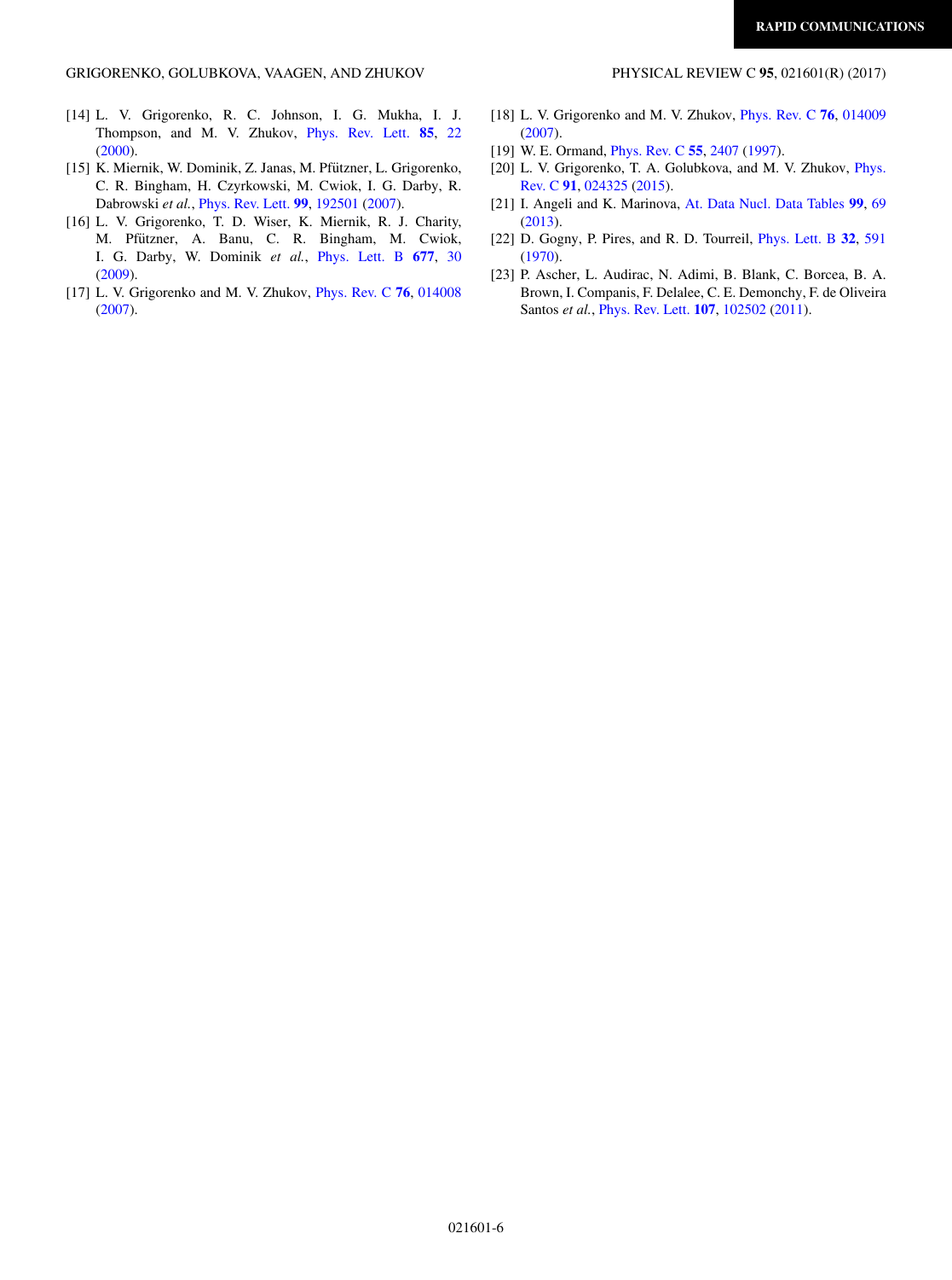[14] L. V. Grigorenko, R. C. Johnson, I. G. Mukha, I. J. Thompson, and M. V. Zhukov, Phys. Rev. Lett. **85**, 22 (2000).

[15] K. Miernik, W. Dominik, Z. Janas, M. Pfützner, L. Grigorenko, C. R. Bingham, H. Czyrkowski, M. Cwiok, I. G. Darby, R. Dabrowski *et al.*, Phys. Rev. Lett. **99**, 192501 (2007).

[16] L. V. Grigorenko, T. D. Wiser, K. Miernik, R. J. Charity, M. Pfützner, A. Banu, C. R. Bingham, M. Cwiok, I. G. Darby, W. Dominik *et al.*, Phys. Lett. B **677**, 30 (2009).

[17] L. V. Grigorenko and M. V. Zhukov, Phys. Rev. C **76**, 014008 (2007).

[18] L. V. Grigorenko and M. V. Zhukov, Phys. Rev. C **76**, 014009 (2007).

[19] W. E. Ormand, Phys. Rev. C **55**, 2407 (1997).

[20] L. V. Grigorenko, T. A. Golubkova, and M. V. Zhukov, Phys. Rev. C **91**, 024325 (2015).

[21] I. Angeli and K. Marinova, At. Data Nucl. Data Tables **99**, 69 (2013).

[22] D. Gogny, P. Pires, and R. D. Tourreil, Phys. Lett. B **32**, 591 (1970).

[23] P. Ascher, L. Audirac, N. Adimi, B. Blank, C. Borcea, B. A. Brown, I. Companis, F. Delalee, C. E. Demonchy, F. de Oliveira Santos *et al.*, Phys. Rev. Lett. **107**, 102502 (2011).